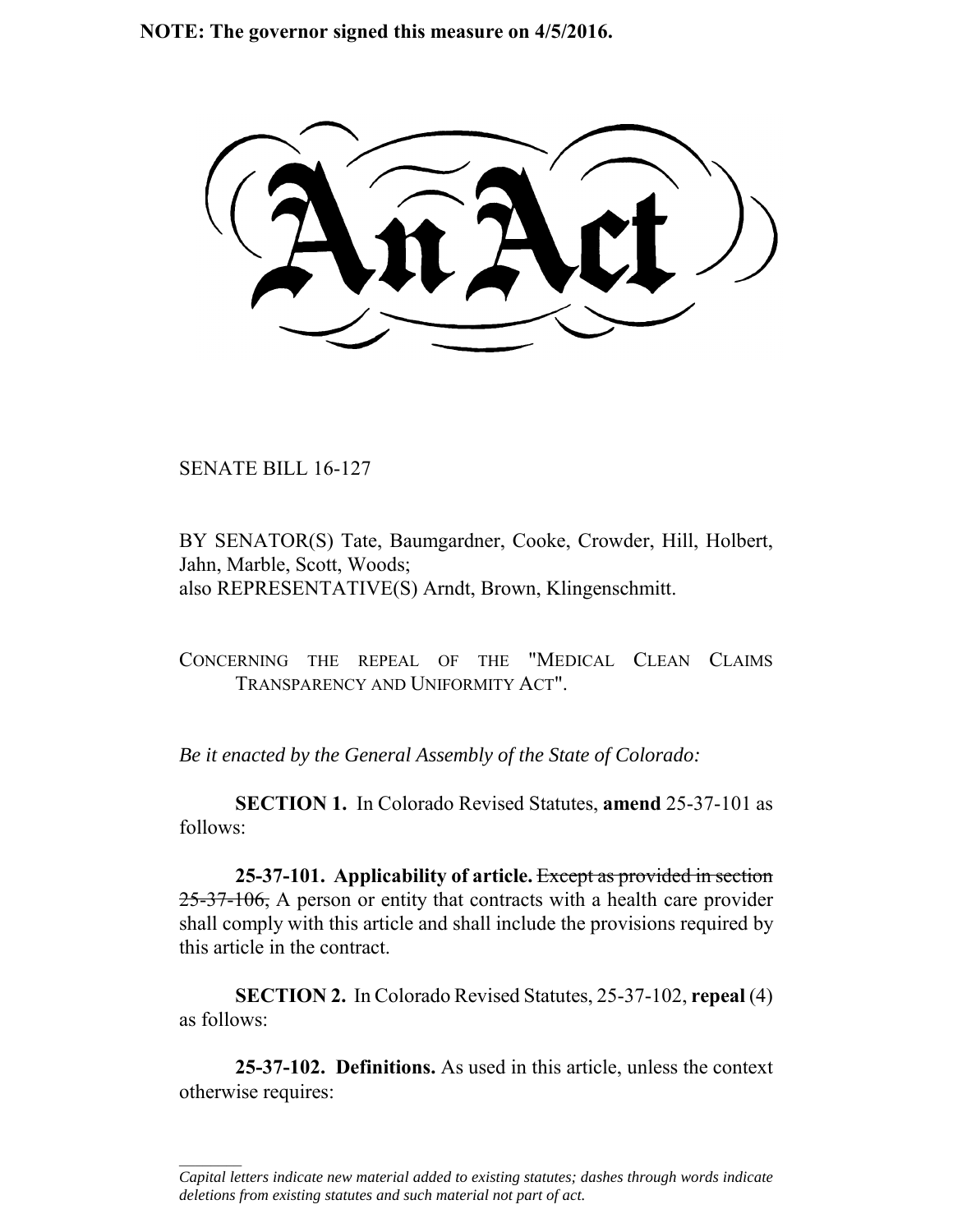**NOTE: The governor signed this measure on 4/5/2016.**

# An Act

SENATE BILL 16-127

BY SENATOR(S) Tate, Baumgardner, Cooke, Crowder, Hill, Holbert, Jahn, Marble, Scott, Woods;
also REPRESENTATIVE(S) Arndt, Brown, Klingenschmitt.

CONCERNING THE REPEAL OF THE "MEDICAL CLEAN CLAIMS TRANSPARENCY AND UNIFORMITY ACT".

*Be it enacted by the General Assembly of the State of Colorado:*

**SECTION 1.** In Colorado Revised Statutes, **amend** 25-37-101 as follows:

**25-37-101. Applicability of article.** ~~Except as provided in section 25-37-106,~~ A person or entity that contracts with a health care provider shall comply with this article and shall include the provisions required by this article in the contract.

**SECTION 2.** In Colorado Revised Statutes, 25-37-102, **repeal** (4) as follows:

**25-37-102. Definitions.** As used in this article, unless the context otherwise requires:

---

*Capital letters indicate new material added to existing statutes; dashes through words indicate deletions from existing statutes and such material not part of act.*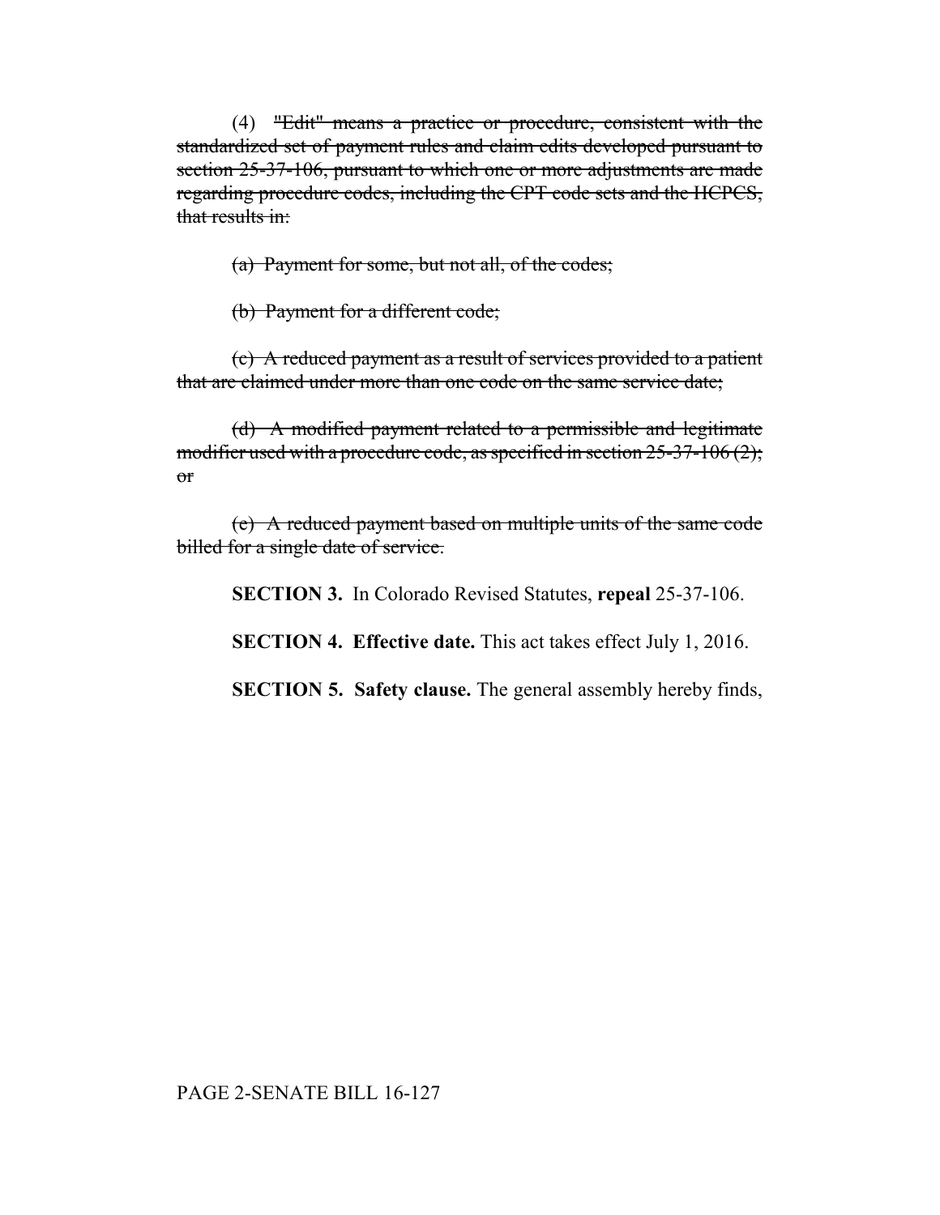(4) ~~"Edit" means a practice or procedure, consistent with the standardized set of payment rules and claim edits developed pursuant to section 25-37-106, pursuant to which one or more adjustments are made regarding procedure codes, including the CPT code sets and the HCPCS, that results in:~~

~~(a) Payment for some, but not all, of the codes;~~

~~(b) Payment for a different code;~~

~~(c) A reduced payment as a result of services provided to a patient that are claimed under more than one code on the same service date;~~

~~(d) A modified payment related to a permissible and legitimate modifier used with a procedure code, as specified in section 25-37-106 (2); or~~

~~(e) A reduced payment based on multiple units of the same code billed for a single date of service.~~

**SECTION 3.** In Colorado Revised Statutes, **repeal** 25-37-106.

**SECTION 4. Effective date.** This act takes effect July 1, 2016.

**SECTION 5. Safety clause.** The general assembly hereby finds,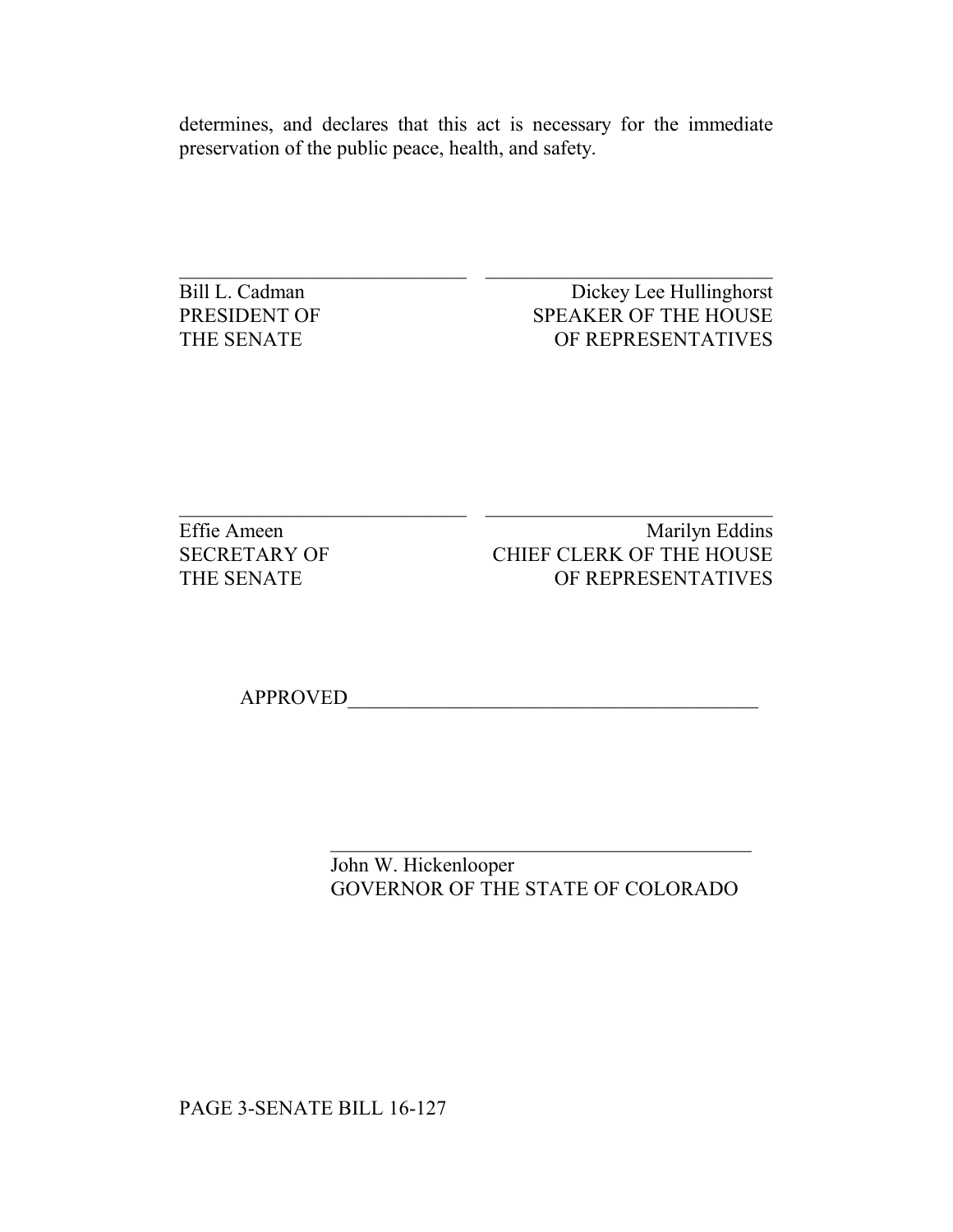determines, and declares that this act is necessary for the immediate preservation of the public peace, health, and safety.

\_\_\_\_\_\_\_\_\_\_\_\_\_\_\_\_\_\_\_\_\_\_\_\_\_\_\_\_
Bill L. Cadman
PRESIDENT OF
THE SENATE

\_\_\_\_\_\_\_\_\_\_\_\_\_\_\_\_\_\_\_\_\_\_\_\_\_\_\_\_
Dickey Lee Hullinghorst
SPEAKER OF THE HOUSE
OF REPRESENTATIVES

\_\_\_\_\_\_\_\_\_\_\_\_\_\_\_\_\_\_\_\_\_\_\_\_\_\_\_\_
Effie Ameen
SECRETARY OF
THE SENATE

\_\_\_\_\_\_\_\_\_\_\_\_\_\_\_\_\_\_\_\_\_\_\_\_\_\_\_\_
Marilyn Eddins
CHIEF CLERK OF THE HOUSE
OF REPRESENTATIVES

APPROVED\_\_\_\_\_\_\_\_\_\_\_\_\_\_\_\_\_\_\_\_\_\_\_\_\_\_\_\_\_\_\_\_\_\_\_\_\_\_\_\_

\_\_\_\_\_\_\_\_\_\_\_\_\_\_\_\_\_\_\_\_\_\_\_\_\_\_\_\_\_\_\_\_\_\_\_\_\_\_\_\_
John W. Hickenlooper
GOVERNOR OF THE STATE OF COLORADO

PAGE 3-SENATE BILL 16-127